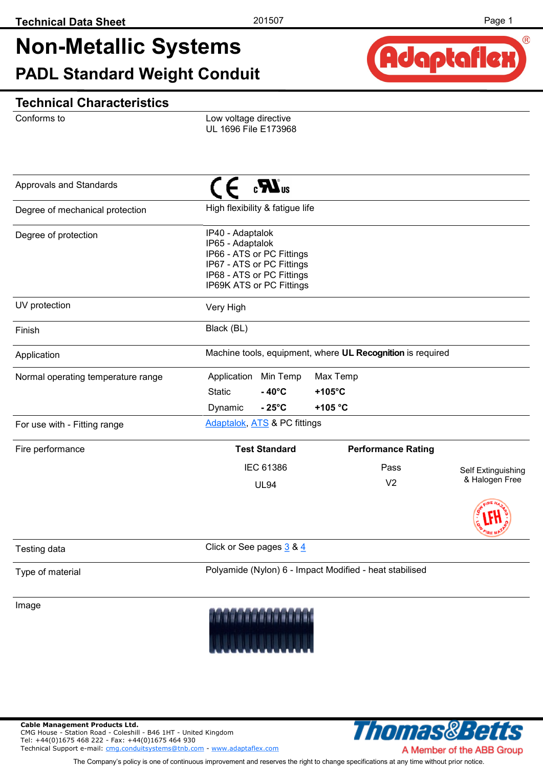Technical Data Sheet

201507

# Non-Metallic Systems

## PADL Standard Weight Conduit

## Technical Characteristics

| | |
|---|---|
| Conforms to | Low voltage directive<br>UL 1696 File E173968 |
| Approvals and Standards | CE cULus |
| Degree of mechanical protection | High flexibility & fatigue life |
| Degree of protection | IP40 - Adaptalok<br>IP65 - Adaptalok<br>IP66 - ATS or PC Fittings<br>IP67 - ATS or PC Fittings<br>IP68 - ATS or PC Fittings<br>IP69K ATS or PC Fittings |
| UV protection | Very High |
| Finish | Black (BL) |
| Application | Machine tools, equipment, where **UL Recognition** is required |
| Normal operating temperature range | Application / Min Temp / Max Temp<br>Static / **- 40°C** / **+105°C**<br>Dynamic / **- 25°C** / **+105 °C** |
| For use with - Fitting range | Adaptalok, ATS & PC fittings |
| Fire performance | **Test Standard** / **Performance Rating**<br>IEC 61386 / Pass<br>UL94 / V2<br>Self Extinguishing & Halogen Free<br>LFH |
| Testing data | Click or See pages 3 & 4 |
| Type of material | Polyamide (Nylon) 6 - Impact Modified - heat stabilised |
| Image | |

**Cable Management Products Ltd.**
CMG House - Station Road - Coleshill - B46 1HT - United Kingdom
Tel: +44(0)1675 468 222 - Fax: +44(0)1675 464 930
Technical Support e-mail: cmg.conduitsystems@tnb.com - www.adaptaflex.com

Thomas&Betts
A Member of the ABB Group

The Company's policy is one of continuous improvement and reserves the right to change specifications at any time without prior notice.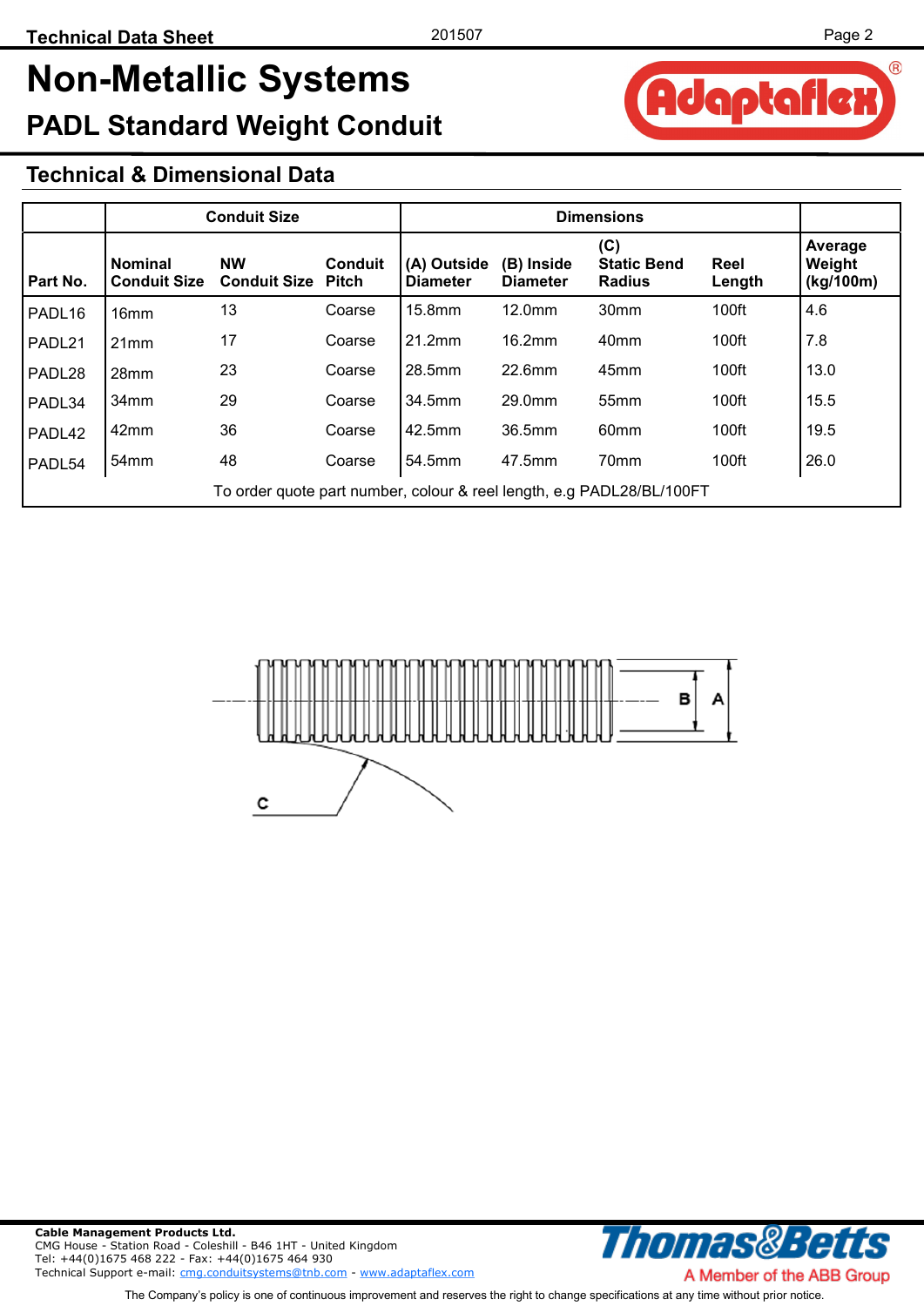# Non-Metallic Systems

## PADL Standard Weight Conduit

### Technical & Dimensional Data

| Part No. | Conduit Size | | | Dimensions | | | | Average Weight (kg/100m) |
|---|---|---|---|---|---|---|---|---|
| | Nominal Conduit Size | NW Conduit Size | Conduit Pitch | (A) Outside Diameter | (B) Inside Diameter | (C) Static Bend Radius | Reel Length | |
| PADL16 | 16mm | 13 | Coarse | 15.8mm | 12.0mm | 30mm | 100ft | 4.6 |
| PADL21 | 21mm | 17 | Coarse | 21.2mm | 16.2mm | 40mm | 100ft | 7.8 |
| PADL28 | 28mm | 23 | Coarse | 28.5mm | 22.6mm | 45mm | 100ft | 13.0 |
| PADL34 | 34mm | 29 | Coarse | 34.5mm | 29.0mm | 55mm | 100ft | 15.5 |
| PADL42 | 42mm | 36 | Coarse | 42.5mm | 36.5mm | 60mm | 100ft | 19.5 |
| PADL54 | 54mm | 48 | Coarse | 54.5mm | 47.5mm | 70mm | 100ft | 26.0 |

To order quote part number, colour & reel length, e.g PADL28/BL/100FT

**Cable Management Products Ltd.**
CMG House - Station Road - Coleshill - B46 1HT - United Kingdom
Tel: +44(0)1675 468 222 - Fax: +44(0)1675 464 930
Technical Support e-mail: cmg.conduitsystems@tnb.com - www.adaptaflex.com

Thomas&Betts — A Member of the ABB Group

The Company's policy is one of continuous improvement and reserves the right to change specifications at any time without prior notice.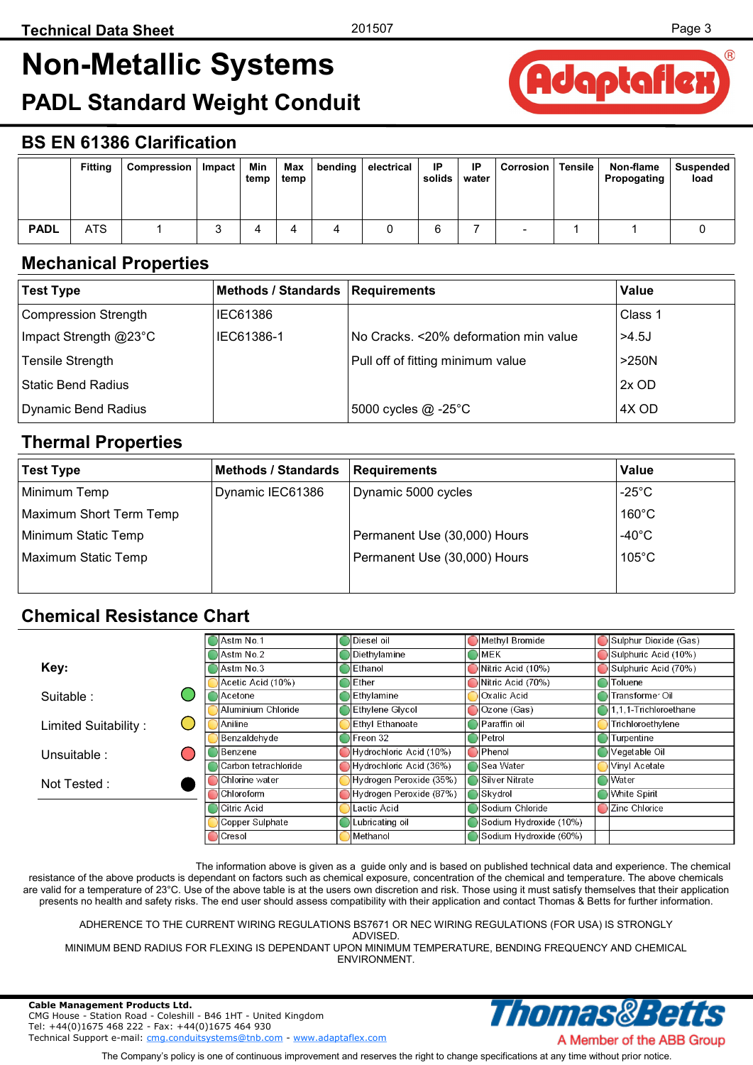# Non-Metallic Systems

## PADL Standard Weight Conduit

## BS EN 61386 Clarification

| | Fitting | Compression | Impact | Min temp | Max temp | bending | electrical | IP solids | IP water | Corrosion | Tensile | Non-flame Propogating | Suspended load |
|---|---|---|---|---|---|---|---|---|---|---|---|---|---|
| **PADL** | ATS | 1 | 3 | 4 | 4 | 4 | 0 | 6 | 7 | - | 1 | 1 | 0 |

## Mechanical Properties

| Test Type | Methods / Standards | Requirements | Value |
|---|---|---|---|
| Compression Strength | IEC61386 | | Class 1 |
| Impact Strength @23°C | IEC61386-1 | No Cracks. <20% deformation min value | >4.5J |
| Tensile Strength | | Pull off of fitting minimum value | >250N |
| Static Bend Radius | | | 2x OD |
| Dynamic Bend Radius | | 5000 cycles @ -25°C | 4X OD |

## Thermal Properties

| Test Type | Methods / Standards | Requirements | Value |
|---|---|---|---|
| Minimum Temp | Dynamic IEC61386 | Dynamic 5000 cycles | -25°C |
| Maximum Short Term Temp | | | 160°C |
| Minimum Static Temp | | Permanent Use (30,000) Hours | -40°C |
| Maximum Static Temp | | Permanent Use (30,000) Hours | 105°C |

## Chemical Resistance Chart

**Key:**

- Suitable : (green)
- Limited Suitability : (yellow)
- Unsuitable : (red)
- Not Tested : (black)

| Chemical | Rating | Chemical | Rating | Chemical | Rating | Chemical | Rating |
|---|---|---|---|---|---|---|---|
| Astm No.1 | Suitable | Diesel oil | Suitable | Methyl Bromide | Unsuitable | Sulphur Dioxide (Gas) | Unsuitable |
| Astm No.2 | Suitable | Diethylamine | Suitable | MEK | Suitable | Sulphuric Acid (10%) | Unsuitable |
| Astm No.3 | Suitable | Ethanol | Suitable | Nitric Acid (10%) | Unsuitable | Sulphuric Acid (70%) | Unsuitable |
| Acetic Acid (10%) | Limited Suitability | Ether | Suitable | Nitric Acid (70%) | Unsuitable | Toluene | Suitable |
| Acetone | Suitable | Ethylamine | Suitable | Oxalic Acid | Limited Suitability | Transformer Oil | Suitable |
| Aluminium Chloride | Limited Suitability | Ethylene Glycol | Suitable | Ozone (Gas) | Unsuitable | 1,1,1-Trichloroethane | Suitable |
| Aniline | Limited Suitability | Ethyl Ethanoate | Suitable | Paraffin oil | Suitable | Trichloroethylene | Limited Suitability |
| Benzaldehyde | Limited Suitability | Freon 32 | Suitable | Petrol | Suitable | Turpentine | Suitable |
| Benzene | Limited Suitability | Hydrochloric Acid (10%) | Unsuitable | Phenol | Unsuitable | Vegetable Oil | Suitable |
| Carbon tetrachloride | Suitable | Hydrochloric Acid (36%) | Unsuitable | Sea Water | Suitable | Vinyl Acetate | Limited Suitability |
| Chlorine water | Unsuitable | Hydrogen Peroxide (35%) | Limited Suitability | Silver Nitrate | Suitable | Water | Suitable |
| Chloroform | Unsuitable | Hydrogen Peroxide (87%) | Unsuitable | Skydrol | Suitable | White Spirit | Suitable |
| Citric Acid | Suitable | Lactic Acid | Limited Suitability | Sodium Chloride | Suitable | Zinc Chloride | Unsuitable |
| Copper Sulphate | Limited Suitability | Lubricating oil | Suitable | Sodium Hydroxide (10%) | Suitable | | |
| Cresol | Unsuitable | Methanol | Limited Suitability | Sodium Hydroxide (60%) | Suitable | | |

The information above is given as a guide only and is based on published technical data and experience. The chemical resistance of the above products is dependant on factors such as chemical exposure, concentration of the chemical and temperature. The above chemicals are valid for a temperature of 23°C. Use of the above table is at the users own discretion and risk. Those using it must satisfy themselves that their application presents no health and safety risks. The end user should assess compatibility with their application and contact Thomas & Betts for further information.

ADHERENCE TO THE CURRENT WIRING REGULATIONS BS7671 OR NEC WIRING REGULATIONS (FOR USA) IS STRONGLY ADVISED.
MINIMUM BEND RADIUS FOR FLEXING IS DEPENDANT UPON MINIMUM TEMPERATURE, BENDING FREQUENCY AND CHEMICAL ENVIRONMENT.

**Cable Management Products Ltd.**
CMG House - Station Road - Coleshill - B46 1HT - United Kingdom
Tel: +44(0)1675 468 222 - Fax: +44(0)1675 464 930
Technical Support e-mail: cmg.conduitsystems@tnb.com - www.adaptaflex.com

Thomas&Betts — A Member of the ABB Group

The Company's policy is one of continuous improvement and reserves the right to change specifications at any time without prior notice.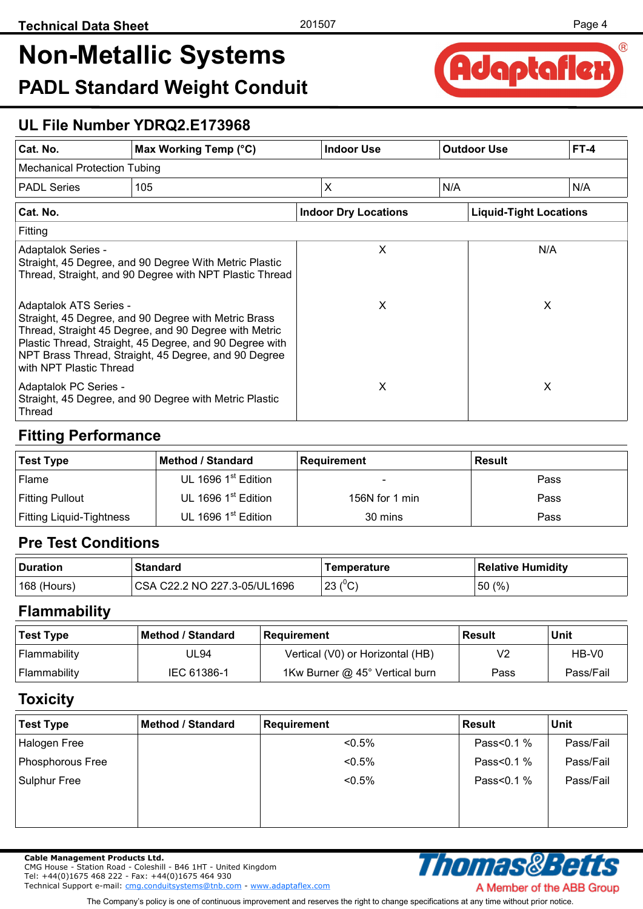# Non-Metallic Systems

## PADL Standard Weight Conduit

## UL File Number YDRQ2.E173968

| Cat. No. | Max Working Temp (°C) | Indoor Use | Outdoor Use | FT-4 |
|---|---|---|---|---|
| Mechanical Protection Tubing | | | | |
| PADL Series | 105 | X | N/A | N/A |

| Cat. No. | Indoor Dry Locations | Liquid-Tight Locations |
|---|---|---|
| Fitting | | |
| Adaptalok Series - Straight, 45 Degree, and 90 Degree With Metric Plastic Thread, Straight, and 90 Degree with NPT Plastic Thread | X | N/A |
| Adaptalok ATS Series - Straight, 45 Degree, and 90 Degree with Metric Brass Thread, Straight 45 Degree, and 90 Degree with Metric Plastic Thread, Straight, 45 Degree, and 90 Degree with NPT Brass Thread, Straight, 45 Degree, and 90 Degree with NPT Plastic Thread | X | X |
| Adaptalok PC Series - Straight, 45 Degree, and 90 Degree with Metric Plastic Thread | X | X |

## Fitting Performance

| Test Type | Method / Standard | Requirement | Result |
|---|---|---|---|
| Flame | UL 1696 1st Edition | - | Pass |
| Fitting Pullout | UL 1696 1st Edition | 156N for 1 min | Pass |
| Fitting Liquid-Tightness | UL 1696 1st Edition | 30 mins | Pass |

## Pre Test Conditions

| Duration | Standard | Temperature | Relative Humidity |
|---|---|---|---|
| 168 (Hours) | CSA C22.2 NO 227.3-05/UL1696 | 23 ($^0$C) | 50 (%) |

## Flammability

| Test Type | Method / Standard | Requirement | Result | Unit |
|---|---|---|---|---|
| Flammability | UL94 | Vertical (V0) or Horizontal (HB) | V2 | HB-V0 |
| Flammability | IEC 61386-1 | 1Kw Burner @ 45° Vertical burn | Pass | Pass/Fail |

## Toxicity

| Test Type | Method / Standard | Requirement | Result | Unit |
|---|---|---|---|---|
| Halogen Free | | <0.5% | Pass<0.1 % | Pass/Fail |
| Phosphorous Free | | <0.5% | Pass<0.1 % | Pass/Fail |
| Sulphur Free | | <0.5% | Pass<0.1 % | Pass/Fail |

**Cable Management Products Ltd.**
CMG House - Station Road - Coleshill - B46 1HT - United Kingdom
Tel: +44(0)1675 468 222 - Fax: +44(0)1675 464 930
Technical Support e-mail: cmg.conduitsystems@tnb.com - www.adaptaflex.com

Thomas&Betts
A Member of the ABB Group

The Company's policy is one of continuous improvement and reserves the right to change specifications at any time without prior notice.